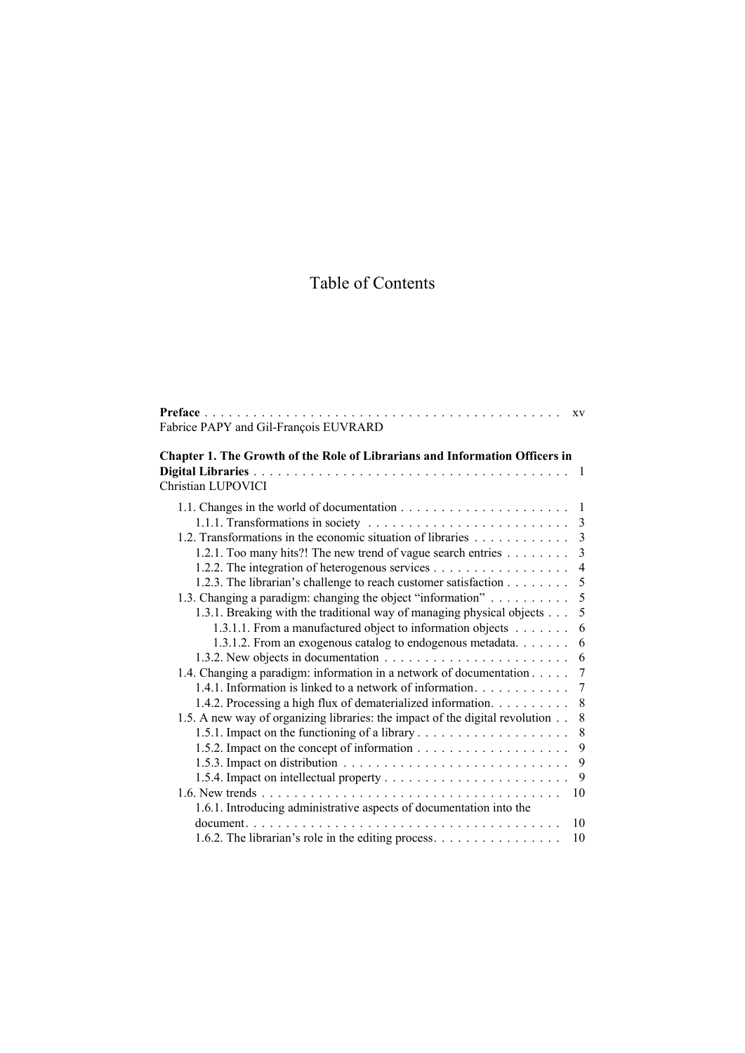# Table of Contents

**Preface** . . . . . . . . . . . . . . . . . . . . . . . . . . . . . . . . . . . . . . . . . . . xv
Fabrice PAPY and Gil-François EUVRARD

**Chapter 1. The Growth of the Role of Librarians and Information Officers in Digital Libraries** . . . . . . . . . . . . . . . . . . . . . . . . . . . . . . . . . . . . . . . 1
Christian LUPOVICI

- 1.1. Changes in the world of documentation . . . . . . . . . . . . . . . . . . . . . 1
  - 1.1.1. Transformations in society . . . . . . . . . . . . . . . . . . . . . . . . . 3
- 1.2. Transformations in the economic situation of libraries . . . . . . . . . . . . 3
  - 1.2.1. Too many hits?! The new trend of vague search entries . . . . . . . . 3
  - 1.2.2. The integration of heterogenous services . . . . . . . . . . . . . . . . . 4
  - 1.2.3. The librarian's challenge to reach customer satisfaction . . . . . . . . 5
- 1.3. Changing a paradigm: changing the object "information" . . . . . . . . . . 5
  - 1.3.1. Breaking with the traditional way of managing physical objects . . . 5
    - 1.3.1.1. From a manufactured object to information objects . . . . . . . 6
    - 1.3.1.2. From an exogenous catalog to endogenous metadata. . . . . . . 6
  - 1.3.2. New objects in documentation . . . . . . . . . . . . . . . . . . . . . . . 6
- 1.4. Changing a paradigm: information in a network of documentation . . . . . 7
  - 1.4.1. Information is linked to a network of information. . . . . . . . . . . . 7
  - 1.4.2. Processing a high flux of dematerialized information. . . . . . . . . . 8
- 1.5. A new way of organizing libraries: the impact of the digital revolution . . 8
  - 1.5.1. Impact on the functioning of a library . . . . . . . . . . . . . . . . . . . 8
  - 1.5.2. Impact on the concept of information . . . . . . . . . . . . . . . . . . . 9
  - 1.5.3. Impact on distribution . . . . . . . . . . . . . . . . . . . . . . . . . . . . 9
  - 1.5.4. Impact on intellectual property . . . . . . . . . . . . . . . . . . . . . . . 9
- 1.6. New trends . . . . . . . . . . . . . . . . . . . . . . . . . . . . . . . . . . . . . 10
  - 1.6.1. Introducing administrative aspects of documentation into the document. . . . . . . . . . . . . . . . . . . . . . . . . . . . . . . . . . . . . . . 10
  - 1.6.2. The librarian's role in the editing process. . . . . . . . . . . . . . . . 10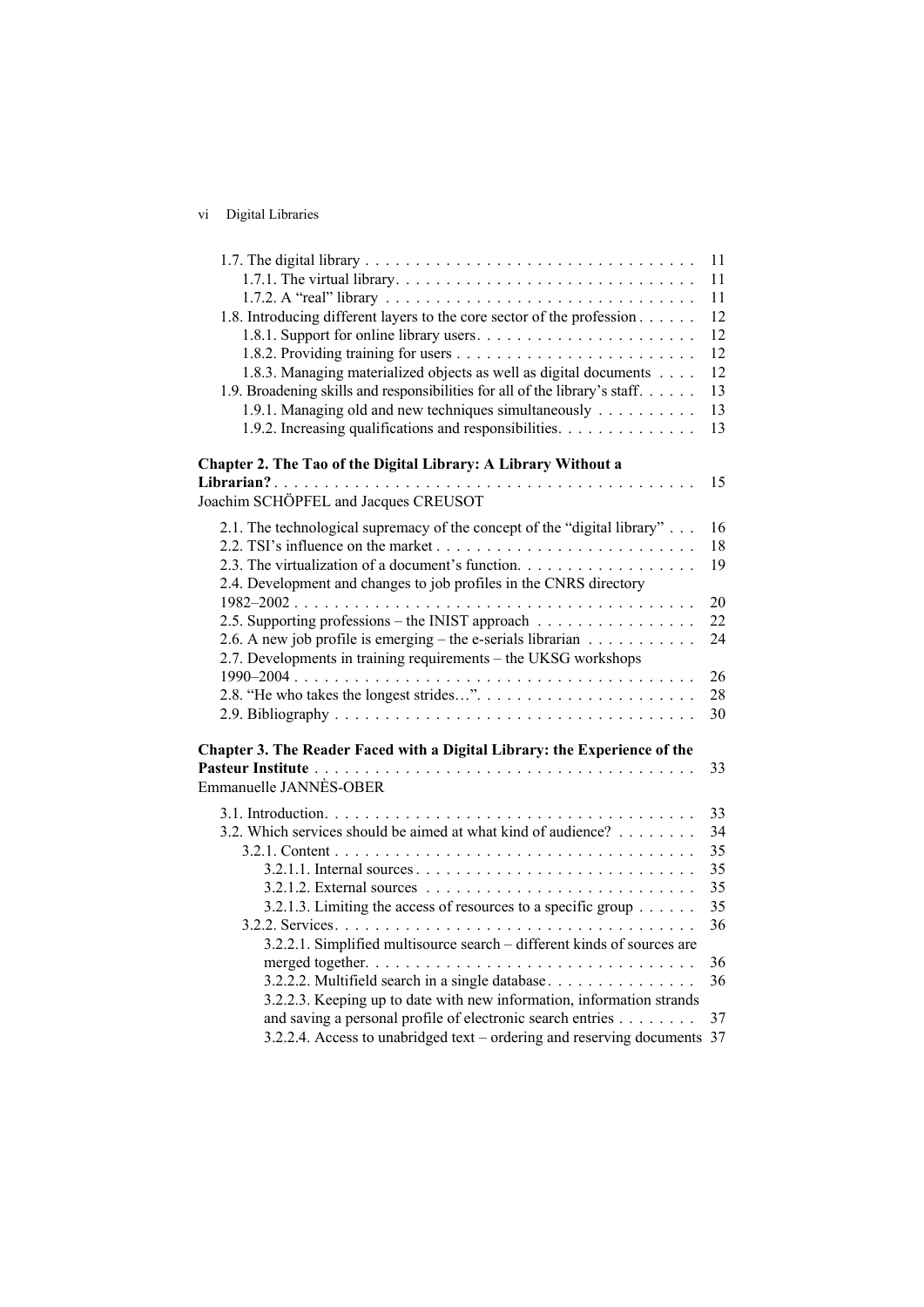1.7. The digital library . . . . . . . . . . . . . . . . . . . . . . . . . . . . . . . . . 11
  1.7.1. The virtual library. . . . . . . . . . . . . . . . . . . . . . . . . . . . . . 11
  1.7.2. A "real" library . . . . . . . . . . . . . . . . . . . . . . . . . . . . . . . 11
1.8. Introducing different layers to the core sector of the profession . . . . . . 12
  1.8.1. Support for online library users. . . . . . . . . . . . . . . . . . . . . . 12
  1.8.2. Providing training for users . . . . . . . . . . . . . . . . . . . . . . . . 12
  1.8.3. Managing materialized objects as well as digital documents . . . . 12
1.9. Broadening skills and responsibilities for all of the library's staff. . . . . . 13
  1.9.1. Managing old and new techniques simultaneously . . . . . . . . . . 13
  1.9.2. Increasing qualifications and responsibilities. . . . . . . . . . . . . . 13

**Chapter 2. The Tao of the Digital Library: A Library Without a Librarian?** . . . . . . . . . . . . . . . . . . . . . . . . . . . . . . . . . . . . . . . . 15
Joachim SCHÖPFEL and Jacques CREUSOT

2.1. The technological supremacy of the concept of the "digital library" . . . 16
2.2. TSI's influence on the market . . . . . . . . . . . . . . . . . . . . . . . . . . 18
2.3. The virtualization of a document's function. . . . . . . . . . . . . . . . . . 19
2.4. Development and changes to job profiles in the CNRS directory 1982–2002 . . . . . . . . . . . . . . . . . . . . . . . . . . . . . . . . . . . . . . . 20
2.5. Supporting professions – the INIST approach . . . . . . . . . . . . . . . . 22
2.6. A new job profile is emerging – the e-serials librarian . . . . . . . . . . . 24
2.7. Developments in training requirements – the UKSG workshops 1990–2004 . . . . . . . . . . . . . . . . . . . . . . . . . . . . . . . . . . . . . . . 26
2.8. "He who takes the longest strides…". . . . . . . . . . . . . . . . . . . . . . 28
2.9. Bibliography . . . . . . . . . . . . . . . . . . . . . . . . . . . . . . . . . . . . 30

**Chapter 3. The Reader Faced with a Digital Library: the Experience of the Pasteur Institute** . . . . . . . . . . . . . . . . . . . . . . . . . . . . . . . . . . . . . 33
Emmanuelle JANNÈS-OBER

3.1. Introduction. . . . . . . . . . . . . . . . . . . . . . . . . . . . . . . . . . . . . 33
3.2. Which services should be aimed at what kind of audience? . . . . . . . . 34
  3.2.1. Content . . . . . . . . . . . . . . . . . . . . . . . . . . . . . . . . . . . . 35
    3.2.1.1. Internal sources . . . . . . . . . . . . . . . . . . . . . . . . . . . . 35
    3.2.1.2. External sources . . . . . . . . . . . . . . . . . . . . . . . . . . . 35
    3.2.1.3. Limiting the access of resources to a specific group . . . . . . 35
  3.2.2. Services. . . . . . . . . . . . . . . . . . . . . . . . . . . . . . . . . . . . 36
    3.2.2.1. Simplified multisource search – different kinds of sources are merged together. . . . . . . . . . . . . . . . . . . . . . . . . . . . . . . . . . 36
    3.2.2.2. Multifield search in a single database . . . . . . . . . . . . . . . 36
    3.2.2.3. Keeping up to date with new information, information strands and saving a personal profile of electronic search entries . . . . . . . . 37
    3.2.2.4. Access to unabridged text – ordering and reserving documents 37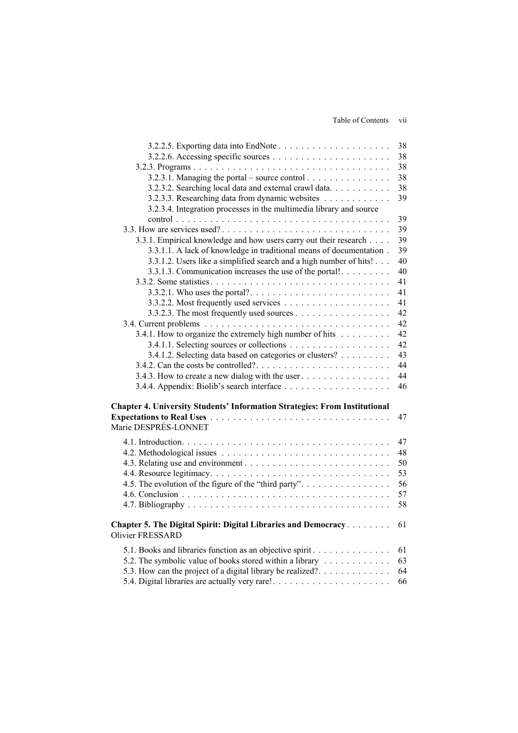3.2.2.5. Exporting data into EndNote . . . . . . . . . . . . . . . . . . . . 38
3.2.2.6. Accessing specific sources . . . . . . . . . . . . . . . . . . . . . 38
3.2.3. Programs . . . . . . . . . . . . . . . . . . . . . . . . . . . . . . . . . . . 38
3.2.3.1. Managing the portal – source control . . . . . . . . . . . . . . . 38
3.2.3.2. Searching local data and external crawl data. . . . . . . . . . . 38
3.2.3.3. Researching data from dynamic websites . . . . . . . . . . . . 39
3.2.3.4. Integration processes in the multimedia library and source control . . . . . . . . . . . . . . . . . . . . . . . . . . . . . . . . . . . . . 39
3.3. How are services used? . . . . . . . . . . . . . . . . . . . . . . . . . . . . . 39
3.3.1. Empirical knowledge and how users carry out their research . . . . 39
3.3.1.1. A lack of knowledge in traditional means of documentation . 39
3.3.1.2. Users like a simplified search and a high number of hits! . . . 40
3.3.1.3. Communication increases the use of the portal! . . . . . . . . . 40
3.3.2. Some statistics . . . . . . . . . . . . . . . . . . . . . . . . . . . . . . . . 41
3.3.2.1. Who uses the portal? . . . . . . . . . . . . . . . . . . . . . . . . . 41
3.3.2.2. Most frequently used services . . . . . . . . . . . . . . . . . . . 41
3.3.2.3. The most frequently used sources . . . . . . . . . . . . . . . . . 42
3.4. Current problems . . . . . . . . . . . . . . . . . . . . . . . . . . . . . . . . 42
3.4.1. How to organize the extremely high number of hits . . . . . . . . . 42
3.4.1.1. Selecting sources or collections . . . . . . . . . . . . . . . . . . 42
3.4.1.2. Selecting data based on categories or clusters? . . . . . . . . . 43
3.4.2. Can the costs be controlled? . . . . . . . . . . . . . . . . . . . . . . . . 44
3.4.3. How to create a new dialog with the user . . . . . . . . . . . . . . . . 44
3.4.4. Appendix: Biolib's search interface . . . . . . . . . . . . . . . . . . . 46

**Chapter 4. University Students' Information Strategies: From Institutional Expectations to Real Uses** . . . . . . . . . . . . . . . . . . . . . . . . . . . . . . . 47
Marie DESPRÉS-LONNET

4.1. Introduction. . . . . . . . . . . . . . . . . . . . . . . . . . . . . . . . . . . . 47
4.2. Methodological issues . . . . . . . . . . . . . . . . . . . . . . . . . . . . . 48
4.3. Relating use and environment . . . . . . . . . . . . . . . . . . . . . . . . . 50
4.4. Resource legitimacy. . . . . . . . . . . . . . . . . . . . . . . . . . . . . . . 53
4.5. The evolution of the figure of the "third party". . . . . . . . . . . . . . . 56
4.6. Conclusion . . . . . . . . . . . . . . . . . . . . . . . . . . . . . . . . . . . . 57
4.7. Bibliography . . . . . . . . . . . . . . . . . . . . . . . . . . . . . . . . . . . 58

**Chapter 5. The Digital Spirit: Digital Libraries and Democracy** . . . . . . . . 61
Olivier FRESSARD

5.1. Books and libraries function as an objective spirit . . . . . . . . . . . . . 61
5.2. The symbolic value of books stored within a library . . . . . . . . . . . 63
5.3. How can the project of a digital library be realized? . . . . . . . . . . . . 64
5.4. Digital libraries are actually very rare! . . . . . . . . . . . . . . . . . . . . 66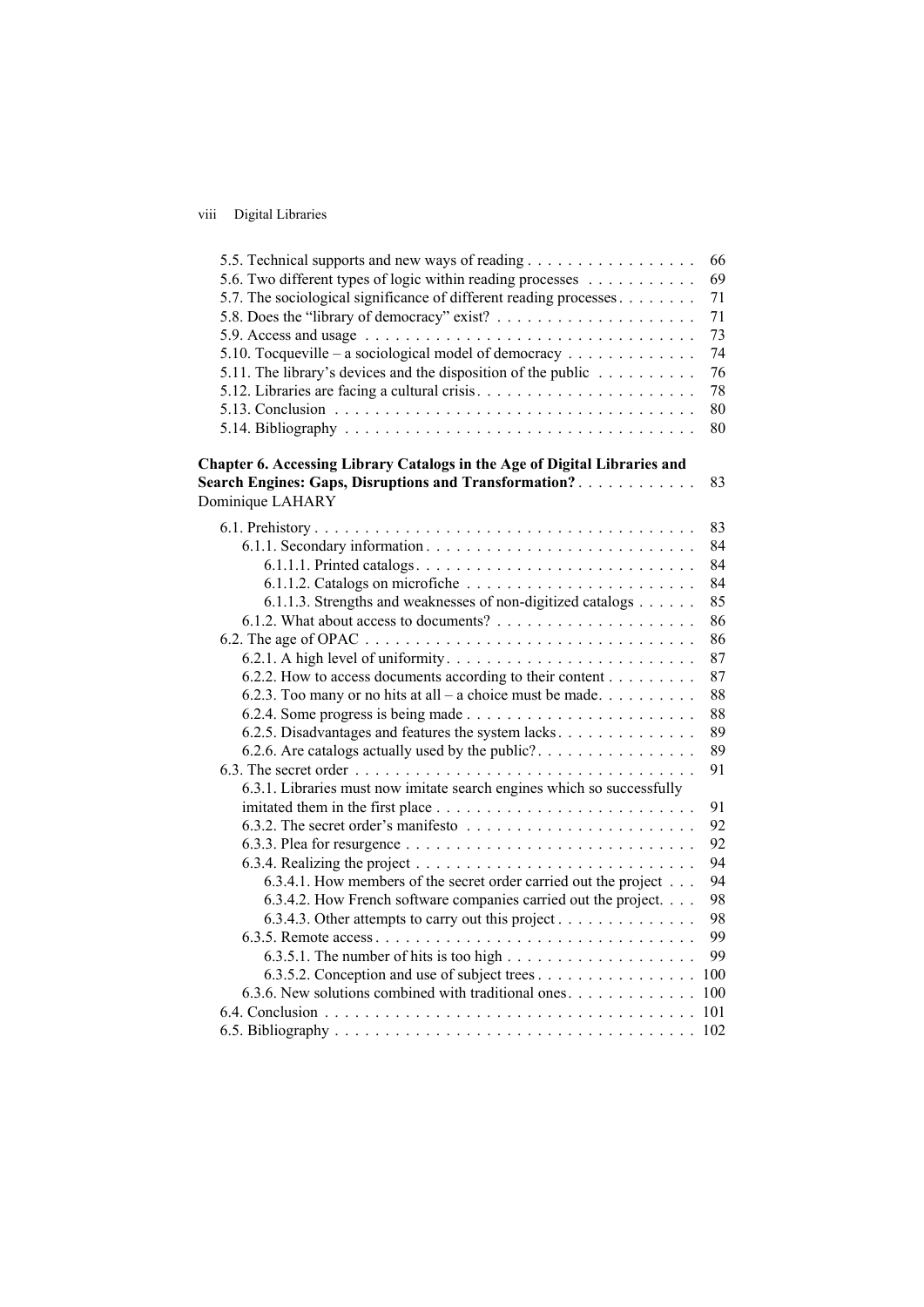5.5. Technical supports and new ways of reading . . . . . . . . . . . . . . . . . 66
5.6. Two different types of logic within reading processes . . . . . . . . . . . 69
5.7. The sociological significance of different reading processes . . . . . . . . 71
5.8. Does the "library of democracy" exist? . . . . . . . . . . . . . . . . . . . . 71
5.9. Access and usage . . . . . . . . . . . . . . . . . . . . . . . . . . . . . . . . 73
5.10. Tocqueville – a sociological model of democracy . . . . . . . . . . . . . 74
5.11. The library's devices and the disposition of the public . . . . . . . . . . 76
5.12. Libraries are facing a cultural crisis . . . . . . . . . . . . . . . . . . . . . 78
5.13. Conclusion . . . . . . . . . . . . . . . . . . . . . . . . . . . . . . . . . . 80
5.14. Bibliography . . . . . . . . . . . . . . . . . . . . . . . . . . . . . . . . . 80

**Chapter 6. Accessing Library Catalogs in the Age of Digital Libraries and Search Engines: Gaps, Disruptions and Transformation?** . . . . . . . . . . . 83
Dominique LAHARY

6.1. Prehistory . . . . . . . . . . . . . . . . . . . . . . . . . . . . . . . . . . . . 83
  6.1.1. Secondary information . . . . . . . . . . . . . . . . . . . . . . . . . . 84
    6.1.1.1. Printed catalogs . . . . . . . . . . . . . . . . . . . . . . . . . . . 84
    6.1.1.2. Catalogs on microfiche . . . . . . . . . . . . . . . . . . . . . . . 84
    6.1.1.3. Strengths and weaknesses of non-digitized catalogs . . . . . . 85
  6.1.2. What about access to documents? . . . . . . . . . . . . . . . . . . . 86
6.2. The age of OPAC . . . . . . . . . . . . . . . . . . . . . . . . . . . . . . . . 86
  6.2.1. A high level of uniformity . . . . . . . . . . . . . . . . . . . . . . . . 87
  6.2.2. How to access documents according to their content . . . . . . . . . 87
  6.2.3. Too many or no hits at all – a choice must be made . . . . . . . . . . 88
  6.2.4. Some progress is being made . . . . . . . . . . . . . . . . . . . . . . 88
  6.2.5. Disadvantages and features the system lacks . . . . . . . . . . . . . . 89
  6.2.6. Are catalogs actually used by the public? . . . . . . . . . . . . . . . . 89
6.3. The secret order . . . . . . . . . . . . . . . . . . . . . . . . . . . . . . . . 91
  6.3.1. Libraries must now imitate search engines which so successfully imitated them in the first place . . . . . . . . . . . . . . . . . . . . . . . . . . 91
  6.3.2. The secret order's manifesto . . . . . . . . . . . . . . . . . . . . . . . 92
  6.3.3. Plea for resurgence . . . . . . . . . . . . . . . . . . . . . . . . . . . . 92
  6.3.4. Realizing the project . . . . . . . . . . . . . . . . . . . . . . . . . . . 94
    6.3.4.1. How members of the secret order carried out the project . . . 94
    6.3.4.2. How French software companies carried out the project. . . . 98
    6.3.4.3. Other attempts to carry out this project . . . . . . . . . . . . . 98
  6.3.5. Remote access . . . . . . . . . . . . . . . . . . . . . . . . . . . . . . . 99
    6.3.5.1. The number of hits is too high . . . . . . . . . . . . . . . . . . 99
    6.3.5.2. Conception and use of subject trees . . . . . . . . . . . . . . . 100
  6.3.6. New solutions combined with traditional ones . . . . . . . . . . . . . 100
6.4. Conclusion . . . . . . . . . . . . . . . . . . . . . . . . . . . . . . . . . . . 101
6.5. Bibliography . . . . . . . . . . . . . . . . . . . . . . . . . . . . . . . . . . 102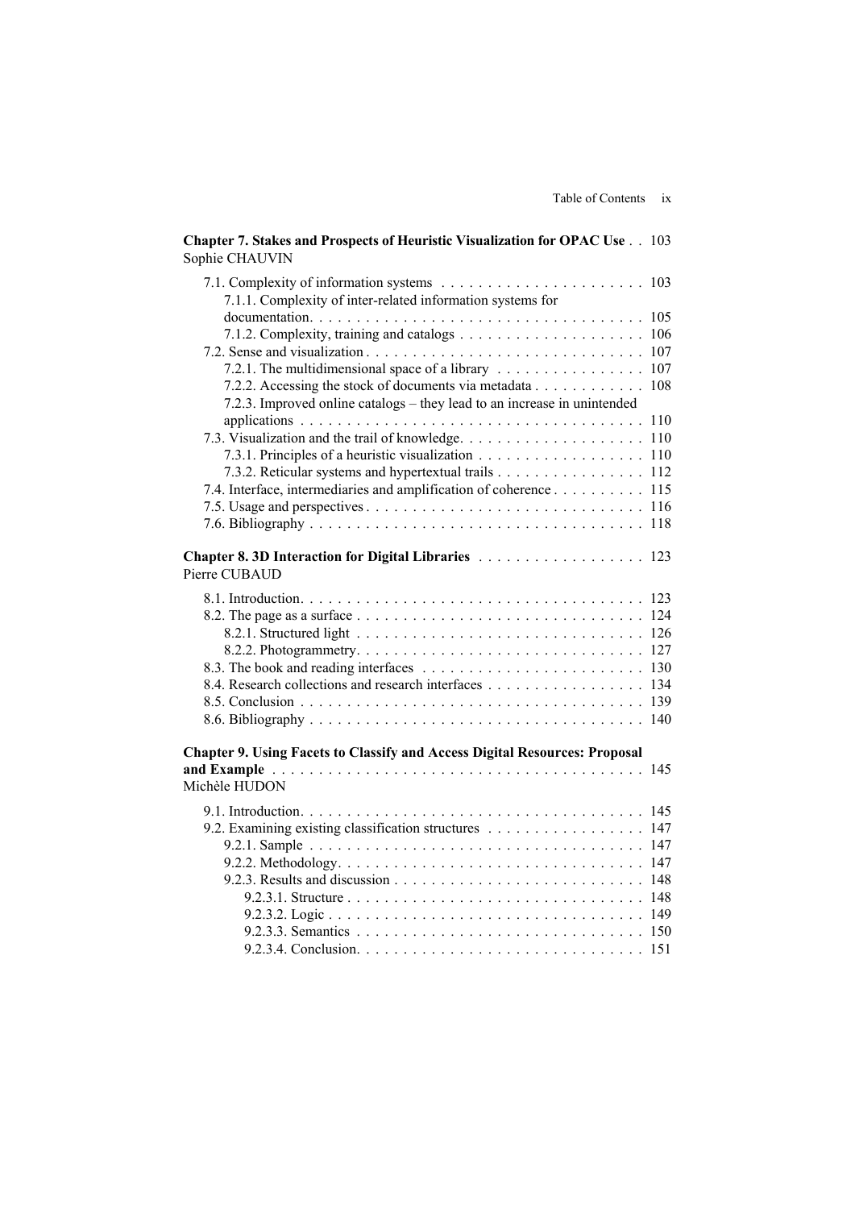**Chapter 7. Stakes and Prospects of Heuristic Visualization for OPAC Use** . . 103
Sophie CHAUVIN

- 7.1. Complexity of information systems . . . . . . . . . . . . . . . . . . . . . . 103
  - 7.1.1. Complexity of inter-related information systems for documentation. . . . . . . . . . . . . . . . . . . . . . . . . . . . . . . . . . . 105
  - 7.1.2. Complexity, training and catalogs . . . . . . . . . . . . . . . . . . . . 106
- 7.2. Sense and visualization . . . . . . . . . . . . . . . . . . . . . . . . . . . . . 107
  - 7.2.1. The multidimensional space of a library . . . . . . . . . . . . . . . . 107
  - 7.2.2. Accessing the stock of documents via metadata . . . . . . . . . . . . 108
  - 7.2.3. Improved online catalogs – they lead to an increase in unintended applications . . . . . . . . . . . . . . . . . . . . . . . . . . . . . . . . . . . 110
- 7.3. Visualization and the trail of knowledge. . . . . . . . . . . . . . . . . . . . 110
  - 7.3.1. Principles of a heuristic visualization . . . . . . . . . . . . . . . . . . 110
  - 7.3.2. Reticular systems and hypertextual trails . . . . . . . . . . . . . . . . 112
- 7.4. Interface, intermediaries and amplification of coherence . . . . . . . . . . 115
- 7.5. Usage and perspectives . . . . . . . . . . . . . . . . . . . . . . . . . . . . . 116
- 7.6. Bibliography . . . . . . . . . . . . . . . . . . . . . . . . . . . . . . . . . . 118

**Chapter 8. 3D Interaction for Digital Libraries** . . . . . . . . . . . . . . . . . 123
Pierre CUBAUD

- 8.1. Introduction. . . . . . . . . . . . . . . . . . . . . . . . . . . . . . . . . . . 123
- 8.2. The page as a surface . . . . . . . . . . . . . . . . . . . . . . . . . . . . . 124
  - 8.2.1. Structured light . . . . . . . . . . . . . . . . . . . . . . . . . . . . . . 126
  - 8.2.2. Photogrammetry. . . . . . . . . . . . . . . . . . . . . . . . . . . . . . 127
- 8.3. The book and reading interfaces . . . . . . . . . . . . . . . . . . . . . . . 130
- 8.4. Research collections and research interfaces . . . . . . . . . . . . . . . . . 134
- 8.5. Conclusion . . . . . . . . . . . . . . . . . . . . . . . . . . . . . . . . . . . 139
- 8.6. Bibliography . . . . . . . . . . . . . . . . . . . . . . . . . . . . . . . . . . 140

**Chapter 9. Using Facets to Classify and Access Digital Resources: Proposal and Example** . . . . . . . . . . . . . . . . . . . . . . . . . . . . . . . . . . . . . . 145
Michèle HUDON

- 9.1. Introduction. . . . . . . . . . . . . . . . . . . . . . . . . . . . . . . . . . . 145
- 9.2. Examining existing classification structures . . . . . . . . . . . . . . . . . 147
  - 9.2.1. Sample . . . . . . . . . . . . . . . . . . . . . . . . . . . . . . . . . . . 147
  - 9.2.2. Methodology. . . . . . . . . . . . . . . . . . . . . . . . . . . . . . . . 147
  - 9.2.3. Results and discussion . . . . . . . . . . . . . . . . . . . . . . . . . . 148
    - 9.2.3.1. Structure . . . . . . . . . . . . . . . . . . . . . . . . . . . . . . . 148
    - 9.2.3.2. Logic . . . . . . . . . . . . . . . . . . . . . . . . . . . . . . . . . 149
    - 9.2.3.3. Semantics . . . . . . . . . . . . . . . . . . . . . . . . . . . . . . . 150
    - 9.2.3.4. Conclusion. . . . . . . . . . . . . . . . . . . . . . . . . . . . . . . 151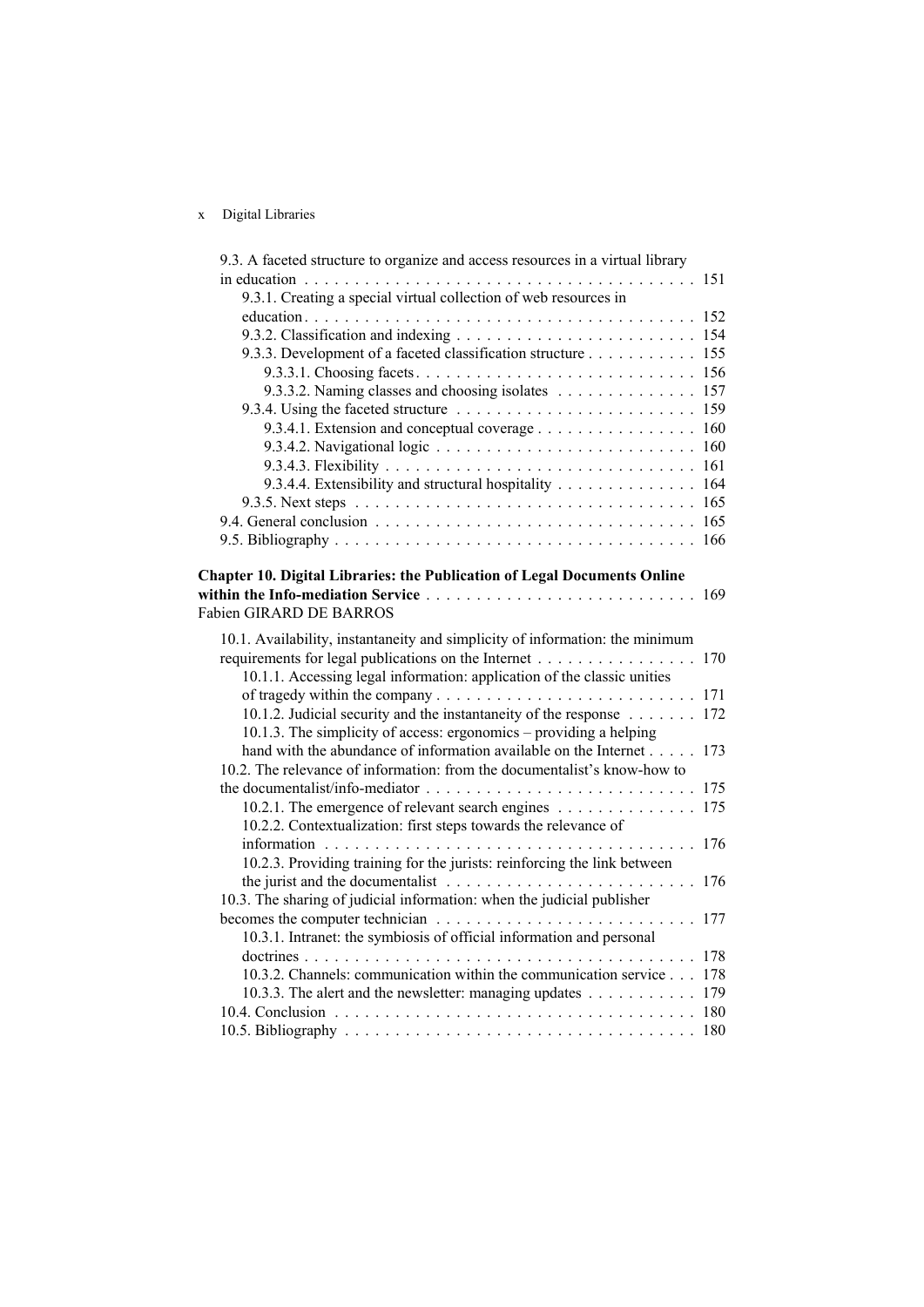9.3. A faceted structure to organize and access resources in a virtual library in education . . . . . . . . . . . . . . . . . . . . . . . . . . . . . . . . . . . . . . 151

9.3.1. Creating a special virtual collection of web resources in education . . . . . . . . . . . . . . . . . . . . . . . . . . . . . . . . . . . . . . 152

9.3.2. Classification and indexing . . . . . . . . . . . . . . . . . . . . . . . . 154

9.3.3. Development of a faceted classification structure . . . . . . . . . . . 155

9.3.3.1. Choosing facets . . . . . . . . . . . . . . . . . . . . . . . . . . . 156

9.3.3.2. Naming classes and choosing isolates . . . . . . . . . . . . . . 157

9.3.4. Using the faceted structure . . . . . . . . . . . . . . . . . . . . . . . . 159

9.3.4.1. Extension and conceptual coverage . . . . . . . . . . . . . . . . 160

9.3.4.2. Navigational logic . . . . . . . . . . . . . . . . . . . . . . . . . . 160

9.3.4.3. Flexibility . . . . . . . . . . . . . . . . . . . . . . . . . . . . . . . 161

9.3.4.4. Extensibility and structural hospitality . . . . . . . . . . . . . . 164

9.3.5. Next steps . . . . . . . . . . . . . . . . . . . . . . . . . . . . . . . . . . 165

9.4. General conclusion . . . . . . . . . . . . . . . . . . . . . . . . . . . . . . . 165

9.5. Bibliography . . . . . . . . . . . . . . . . . . . . . . . . . . . . . . . . . . . 166

**Chapter 10. Digital Libraries: the Publication of Legal Documents Online within the Info-mediation Service** . . . . . . . . . . . . . . . . . . . . . . . . . . . 169

Fabien GIRARD DE BARROS

10.1. Availability, instantaneity and simplicity of information: the minimum requirements for legal publications on the Internet . . . . . . . . . . . . . . . . 170

10.1.1. Accessing legal information: application of the classic unities of tragedy within the company . . . . . . . . . . . . . . . . . . . . . . . . . . 171

10.1.2. Judicial security and the instantaneity of the response . . . . . . . 172

10.1.3. The simplicity of access: ergonomics – providing a helping hand with the abundance of information available on the Internet . . . . . 173

10.2. The relevance of information: from the documentalist's know-how to the documentalist/info-mediator . . . . . . . . . . . . . . . . . . . . . . . . . . . 175

10.2.1. The emergence of relevant search engines . . . . . . . . . . . . . . 175

10.2.2. Contextualization: first steps towards the relevance of information . . . . . . . . . . . . . . . . . . . . . . . . . . . . . . . . . . . . . 176

10.2.3. Providing training for the jurists: reinforcing the link between the jurist and the documentalist . . . . . . . . . . . . . . . . . . . . . . . . . 176

10.3. The sharing of judicial information: when the judicial publisher becomes the computer technician . . . . . . . . . . . . . . . . . . . . . . . . . . 177

10.3.1. Intranet: the symbiosis of official information and personal doctrines . . . . . . . . . . . . . . . . . . . . . . . . . . . . . . . . . . . . . . . 178

10.3.2. Channels: communication within the communication service . . . 178

10.3.3. The alert and the newsletter: managing updates . . . . . . . . . . . 179

10.4. Conclusion . . . . . . . . . . . . . . . . . . . . . . . . . . . . . . . . . . . . 180

10.5. Bibliography . . . . . . . . . . . . . . . . . . . . . . . . . . . . . . . . . . . 180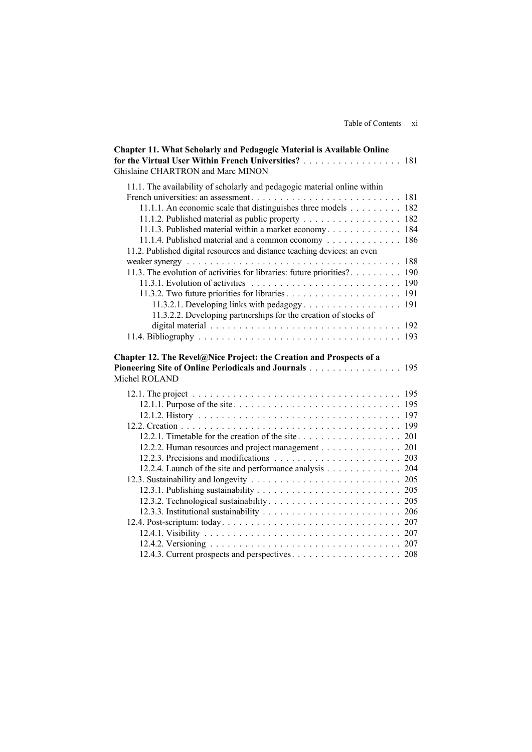**Chapter 11. What Scholarly and Pedagogic Material is Available Online for the Virtual User Within French Universities?** . . . . . . . . . . . . . . . . . 181
Ghislaine CHARTRON and Marc MINON

11.1. The availability of scholarly and pedagogic material online within French universities: an assessment . . . . . . . . . . . . . . . . . . . . . . . . . . 181
  11.1.1. An economic scale that distinguishes three models . . . . . . . . . 182
  11.1.2. Published material as public property . . . . . . . . . . . . . . . . 182
  11.1.3. Published material within a market economy . . . . . . . . . . . . 184
  11.1.4. Published material and a common economy . . . . . . . . . . . . 186
11.2. Published digital resources and distance teaching devices: an even weaker synergy . . . . . . . . . . . . . . . . . . . . . . . . . . . . . . . . . . . . 188
11.3. The evolution of activities for libraries: future priorities? . . . . . . . . . 190
  11.3.1. Evolution of activities . . . . . . . . . . . . . . . . . . . . . . . . . . 190
  11.3.2. Two future priorities for libraries . . . . . . . . . . . . . . . . . . . . 191
    11.3.2.1. Developing links with pedagogy . . . . . . . . . . . . . . . . . 191
    11.3.2.2. Developing partnerships for the creation of stocks of digital material . . . . . . . . . . . . . . . . . . . . . . . . . . . . . . . . 192
11.4. Bibliography . . . . . . . . . . . . . . . . . . . . . . . . . . . . . . . . . . . 193

**Chapter 12. The Revel@Nice Project: the Creation and Prospects of a Pioneering Site of Online Periodicals and Journals** . . . . . . . . . . . . . . . . 195
Michel ROLAND

12.1. The project . . . . . . . . . . . . . . . . . . . . . . . . . . . . . . . . . . . . 195
  12.1.1. Purpose of the site . . . . . . . . . . . . . . . . . . . . . . . . . . . . 195
  12.1.2. History . . . . . . . . . . . . . . . . . . . . . . . . . . . . . . . . . . . 197
12.2. Creation . . . . . . . . . . . . . . . . . . . . . . . . . . . . . . . . . . . . . 199
  12.2.1. Timetable for the creation of the site . . . . . . . . . . . . . . . . . . 201
  12.2.2. Human resources and project management . . . . . . . . . . . . . . 201
  12.2.3. Precisions and modifications . . . . . . . . . . . . . . . . . . . . . . 203
  12.2.4. Launch of the site and performance analysis . . . . . . . . . . . . . 204
12.3. Sustainability and longevity . . . . . . . . . . . . . . . . . . . . . . . . . . 205
  12.3.1. Publishing sustainability . . . . . . . . . . . . . . . . . . . . . . . . . 205
  12.3.2. Technological sustainability . . . . . . . . . . . . . . . . . . . . . . . 205
  12.3.3. Institutional sustainability . . . . . . . . . . . . . . . . . . . . . . . . 206
12.4. Post-scriptum: today . . . . . . . . . . . . . . . . . . . . . . . . . . . . . . 207
  12.4.1. Visibility . . . . . . . . . . . . . . . . . . . . . . . . . . . . . . . . . . 207
  12.4.2. Versioning . . . . . . . . . . . . . . . . . . . . . . . . . . . . . . . . . 207
  12.4.3. Current prospects and perspectives . . . . . . . . . . . . . . . . . . . 208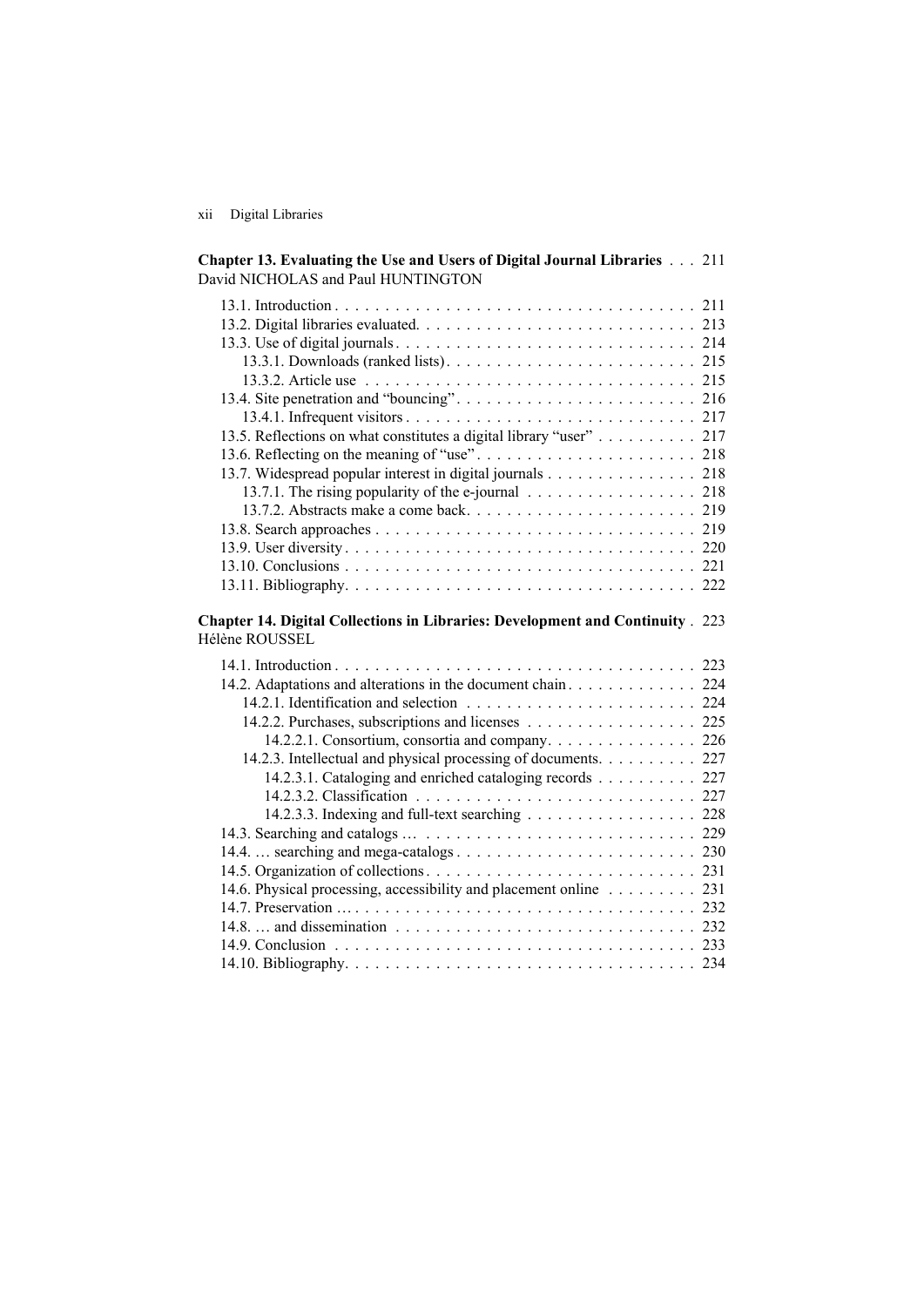**Chapter 13. Evaluating the Use and Users of Digital Journal Libraries** . . . 211
David NICHOLAS and Paul HUNTINGTON

13.1. Introduction . . . . . . . . . . . . . . . . . . . . . . . . . . . . . . . . . . . 211
13.2. Digital libraries evaluated. . . . . . . . . . . . . . . . . . . . . . . . . . . 213
13.3. Use of digital journals . . . . . . . . . . . . . . . . . . . . . . . . . . . . 214
13.3.1. Downloads (ranked lists) . . . . . . . . . . . . . . . . . . . . . . . . 215
13.3.2. Article use . . . . . . . . . . . . . . . . . . . . . . . . . . . . . . . . 215
13.4. Site penetration and "bouncing" . . . . . . . . . . . . . . . . . . . . . . . 216
13.4.1. Infrequent visitors . . . . . . . . . . . . . . . . . . . . . . . . . . . . 217
13.5. Reflections on what constitutes a digital library "user" . . . . . . . . . . 217
13.6. Reflecting on the meaning of "use" . . . . . . . . . . . . . . . . . . . . . 218
13.7. Widespread popular interest in digital journals . . . . . . . . . . . . . . . 218
13.7.1. The rising popularity of the e-journal . . . . . . . . . . . . . . . . . 218
13.7.2. Abstracts make a come back. . . . . . . . . . . . . . . . . . . . . . . 219
13.8. Search approaches . . . . . . . . . . . . . . . . . . . . . . . . . . . . . . 219
13.9. User diversity . . . . . . . . . . . . . . . . . . . . . . . . . . . . . . . . . 220
13.10. Conclusions . . . . . . . . . . . . . . . . . . . . . . . . . . . . . . . . . 221
13.11. Bibliography. . . . . . . . . . . . . . . . . . . . . . . . . . . . . . . . . 222

**Chapter 14. Digital Collections in Libraries: Development and Continuity** . 223
Hélène ROUSSEL

14.1. Introduction . . . . . . . . . . . . . . . . . . . . . . . . . . . . . . . . . . . 223
14.2. Adaptations and alterations in the document chain . . . . . . . . . . . . . 224
14.2.1. Identification and selection . . . . . . . . . . . . . . . . . . . . . . . 224
14.2.2. Purchases, subscriptions and licenses . . . . . . . . . . . . . . . . . 225
14.2.2.1. Consortium, consortia and company. . . . . . . . . . . . . . . . 226
14.2.3. Intellectual and physical processing of documents. . . . . . . . . . 227
14.2.3.1. Cataloging and enriched cataloging records . . . . . . . . . . 227
14.2.3.2. Classification . . . . . . . . . . . . . . . . . . . . . . . . . . . . 227
14.2.3.3. Indexing and full-text searching . . . . . . . . . . . . . . . . . 228
14.3. Searching and catalogs … . . . . . . . . . . . . . . . . . . . . . . . . . . 229
14.4. … searching and mega-catalogs . . . . . . . . . . . . . . . . . . . . . . . 230
14.5. Organization of collections . . . . . . . . . . . . . . . . . . . . . . . . . . 231
14.6. Physical processing, accessibility and placement online . . . . . . . . . 231
14.7. Preservation … . . . . . . . . . . . . . . . . . . . . . . . . . . . . . . . . 232
14.8. … and dissemination . . . . . . . . . . . . . . . . . . . . . . . . . . . . . 232
14.9. Conclusion . . . . . . . . . . . . . . . . . . . . . . . . . . . . . . . . . . . 233
14.10. Bibliography. . . . . . . . . . . . . . . . . . . . . . . . . . . . . . . . . . 234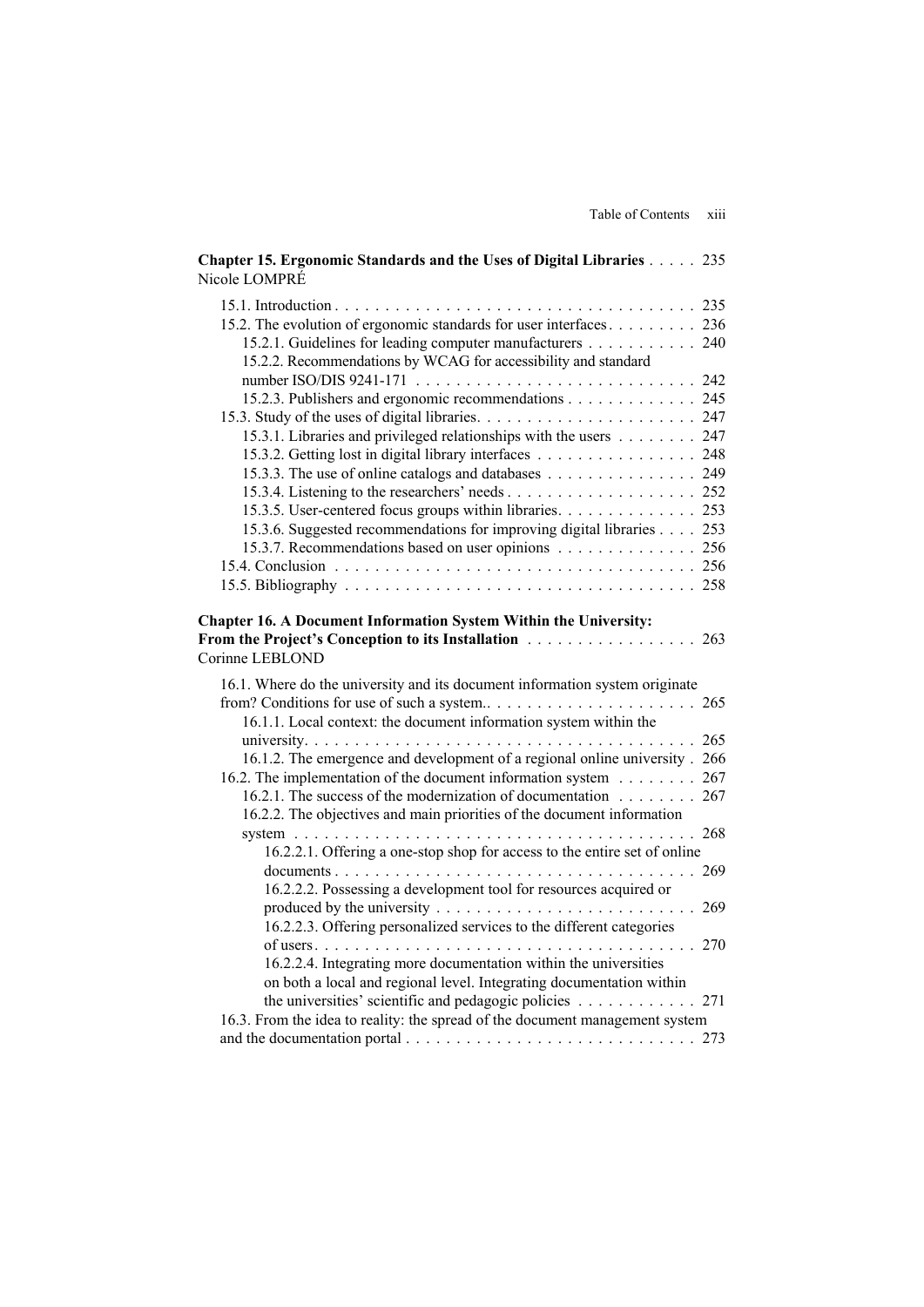**Chapter 15. Ergonomic Standards and the Uses of Digital Libraries** . . . . . 235
Nicole LOMPRÉ

15.1. Introduction . . . . . . . . . . . . . . . . . . . . . . . . . . . . . . . . . . . . 235
15.2. The evolution of ergonomic standards for user interfaces . . . . . . . . . 236
15.2.1. Guidelines for leading computer manufacturers . . . . . . . . . . . 240
15.2.2. Recommendations by WCAG for accessibility and standard number ISO/DIS 9241-171 . . . . . . . . . . . . . . . . . . . . . . . . . . . . 242
15.2.3. Publishers and ergonomic recommendations . . . . . . . . . . . . . 245
15.3. Study of the uses of digital libraries. . . . . . . . . . . . . . . . . . . . . . 247
15.3.1. Libraries and privileged relationships with the users . . . . . . . . 247
15.3.2. Getting lost in digital library interfaces . . . . . . . . . . . . . . . . 248
15.3.3. The use of online catalogs and databases . . . . . . . . . . . . . . . 249
15.3.4. Listening to the researchers' needs . . . . . . . . . . . . . . . . . . . 252
15.3.5. User-centered focus groups within libraries. . . . . . . . . . . . . . 253
15.3.6. Suggested recommendations for improving digital libraries . . . . 253
15.3.7. Recommendations based on user opinions . . . . . . . . . . . . . . 256
15.4. Conclusion . . . . . . . . . . . . . . . . . . . . . . . . . . . . . . . . . . . . 256
15.5. Bibliography . . . . . . . . . . . . . . . . . . . . . . . . . . . . . . . . . . . 258

**Chapter 16. A Document Information System Within the University: From the Project's Conception to its Installation** . . . . . . . . . . . . . . . . . 263
Corinne LEBLOND

16.1. Where do the university and its document information system originate from? Conditions for use of such a system.. . . . . . . . . . . . . . . . . . . . . 265
16.1.1. Local context: the document information system within the university. . . . . . . . . . . . . . . . . . . . . . . . . . . . . . . . . . . . . . . . 265
16.1.2. The emergence and development of a regional online university . 266
16.2. The implementation of the document information system . . . . . . . . 267
16.2.1. The success of the modernization of documentation . . . . . . . . 267
16.2.2. The objectives and main priorities of the document information system . . . . . . . . . . . . . . . . . . . . . . . . . . . . . . . . . . . . . . . . . 268
16.2.2.1. Offering a one-stop shop for access to the entire set of online documents . . . . . . . . . . . . . . . . . . . . . . . . . . . . . . . . . . . . . 269
16.2.2.2. Possessing a development tool for resources acquired or produced by the university . . . . . . . . . . . . . . . . . . . . . . . . . . . 269
16.2.2.3. Offering personalized services to the different categories of users . . . . . . . . . . . . . . . . . . . . . . . . . . . . . . . . . . . . . . . 270
16.2.2.4. Integrating more documentation within the universities on both a local and regional level. Integrating documentation within the universities' scientific and pedagogic policies . . . . . . . . . . . . 271
16.3. From the idea to reality: the spread of the document management system and the documentation portal . . . . . . . . . . . . . . . . . . . . . . . . . . . 273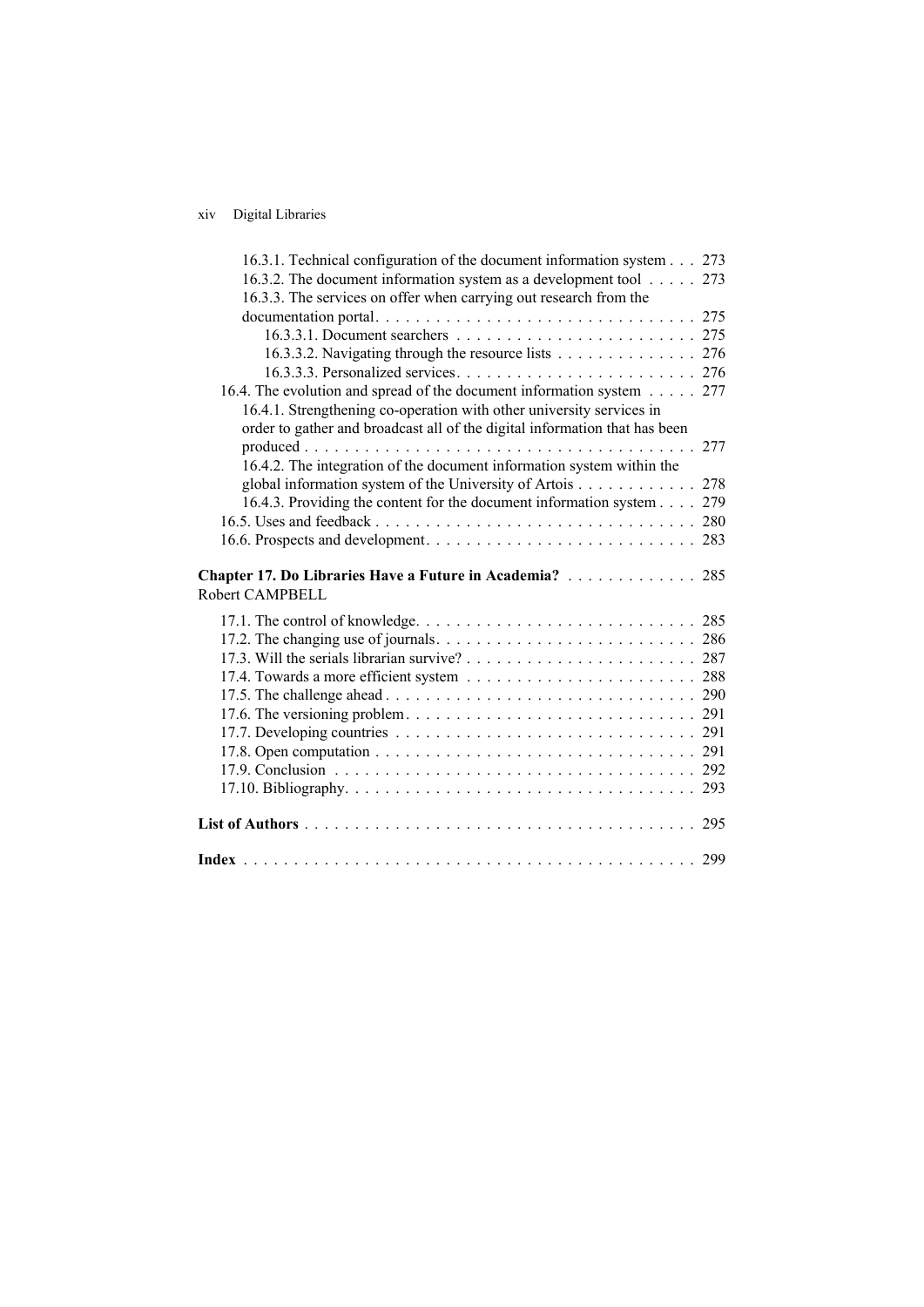16.3.1. Technical configuration of the document information system . . . 273
16.3.2. The document information system as a development tool . . . . . 273
16.3.3. The services on offer when carrying out research from the documentation portal. . . . . . . . . . . . . . . . . . . . . . . . . . . . . . . . 275
16.3.3.1. Document searchers . . . . . . . . . . . . . . . . . . . . . . . . 275
16.3.3.2. Navigating through the resource lists . . . . . . . . . . . . . . 276
16.3.3.3. Personalized services. . . . . . . . . . . . . . . . . . . . . . . . 276
16.4. The evolution and spread of the document information system . . . . . 277
16.4.1. Strengthening co-operation with other university services in order to gather and broadcast all of the digital information that has been produced . . . . . . . . . . . . . . . . . . . . . . . . . . . . . . . . . . . . . . 277
16.4.2. The integration of the document information system within the global information system of the University of Artois . . . . . . . . . . . . 278
16.4.3. Providing the content for the document information system . . . . 279
16.5. Uses and feedback . . . . . . . . . . . . . . . . . . . . . . . . . . . . . . 280
16.6. Prospects and development. . . . . . . . . . . . . . . . . . . . . . . . . . 283

**Chapter 17. Do Libraries Have a Future in Academia?** . . . . . . . . . . . . 285
Robert CAMPBELL

17.1. The control of knowledge. . . . . . . . . . . . . . . . . . . . . . . . . . . 285
17.2. The changing use of journals. . . . . . . . . . . . . . . . . . . . . . . . . 286
17.3. Will the serials librarian survive? . . . . . . . . . . . . . . . . . . . . . . 287
17.4. Towards a more efficient system . . . . . . . . . . . . . . . . . . . . . . 288
17.5. The challenge ahead . . . . . . . . . . . . . . . . . . . . . . . . . . . . . 290
17.6. The versioning problem. . . . . . . . . . . . . . . . . . . . . . . . . . . . 291
17.7. Developing countries . . . . . . . . . . . . . . . . . . . . . . . . . . . . . 291
17.8. Open computation . . . . . . . . . . . . . . . . . . . . . . . . . . . . . . . 291
17.9. Conclusion . . . . . . . . . . . . . . . . . . . . . . . . . . . . . . . . . . . 292
17.10. Bibliography. . . . . . . . . . . . . . . . . . . . . . . . . . . . . . . . . . 293

**List of Authors** . . . . . . . . . . . . . . . . . . . . . . . . . . . . . . . . . . . . 295

**Index** . . . . . . . . . . . . . . . . . . . . . . . . . . . . . . . . . . . . . . . . . 299